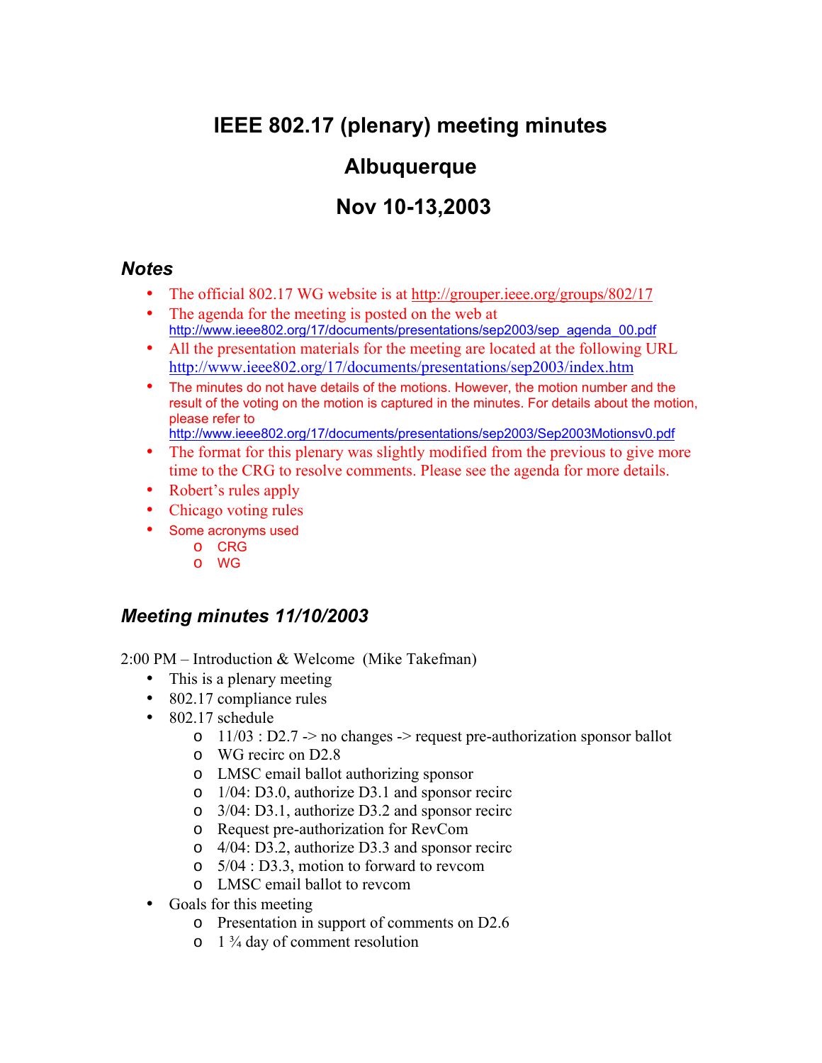# IEEE 802.17 (plenary) meeting minutes

# Albuquerque

# Nov 10-13,2003

## *Notes*

- The official 802.17 WG website is at http://grouper.ieee.org/groups/802/17
- The agenda for the meeting is posted on the web at http://www.ieee802.org/17/documents/presentations/sep2003/sep_agenda_00.pdf
- All the presentation materials for the meeting are located at the following URL http://www.ieee802.org/17/documents/presentations/sep2003/index.htm
- The minutes do not have details of the motions. However, the motion number and the result of the voting on the motion is captured in the minutes. For details about the motion, please refer to http://www.ieee802.org/17/documents/presentations/sep2003/Sep2003Motionsv0.pdf
- The format for this plenary was slightly modified from the previous to give more time to the CRG to resolve comments. Please see the agenda for more details.
- Robert's rules apply
- Chicago voting rules
- Some acronyms used
    - CRG
    - WG

## *Meeting minutes 11/10/2003*

2:00 PM – Introduction & Welcome (Mike Takefman)

- This is a plenary meeting
- 802.17 compliance rules
- 802.17 schedule
    - 11/03 : D2.7 -> no changes -> request pre-authorization sponsor ballot
    - WG recirc on D2.8
    - LMSC email ballot authorizing sponsor
    - 1/04: D3.0, authorize D3.1 and sponsor recirc
    - 3/04: D3.1, authorize D3.2 and sponsor recirc
    - Request pre-authorization for RevCom
    - 4/04: D3.2, authorize D3.3 and sponsor recirc
    - 5/04 : D3.3, motion to forward to revcom
    - LMSC email ballot to revcom
- Goals for this meeting
    - Presentation in support of comments on D2.6
    - 1 ¾ day of comment resolution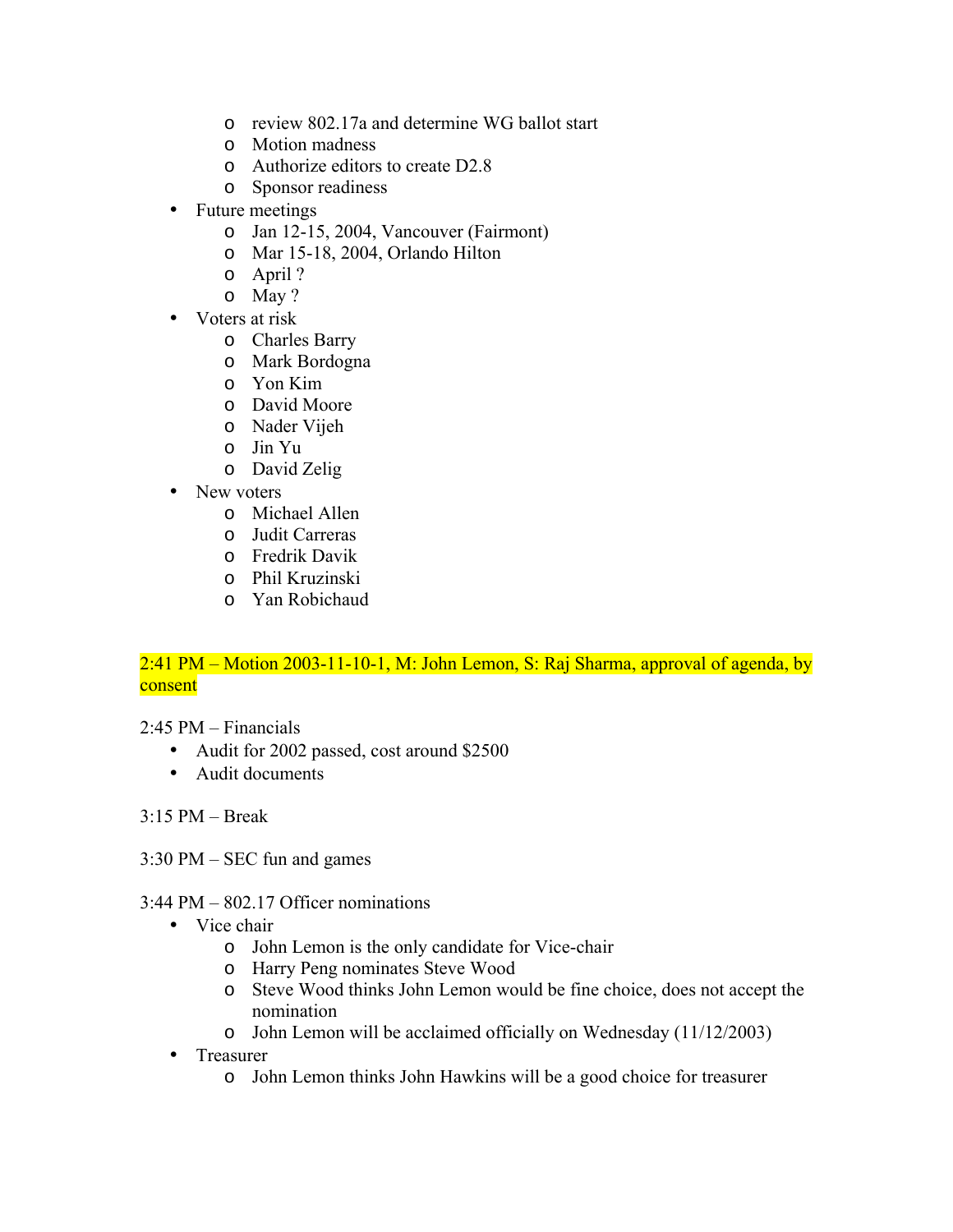- review 802.17a and determine WG ballot start
  - Motion madness
  - Authorize editors to create D2.8
  - Sponsor readiness
- Future meetings
  - Jan 12-15, 2004, Vancouver (Fairmont)
  - Mar 15-18, 2004, Orlando Hilton
  - April ?
  - May ?
- Voters at risk
  - Charles Barry
  - Mark Bordogna
  - Yon Kim
  - David Moore
  - Nader Vijeh
  - Jin Yu
  - David Zelig
- New voters
  - Michael Allen
  - Judit Carreras
  - Fredrik Davik
  - Phil Kruzinski
  - Yan Robichaud

2:41 PM – Motion 2003-11-10-1, M: John Lemon, S: Raj Sharma, approval of agenda, by consent

2:45 PM – Financials
- Audit for 2002 passed, cost around $2500
- Audit documents

3:15 PM – Break

3:30 PM – SEC fun and games

3:44 PM – 802.17 Officer nominations
- Vice chair
  - John Lemon is the only candidate for Vice-chair
  - Harry Peng nominates Steve Wood
  - Steve Wood thinks John Lemon would be fine choice, does not accept the nomination
  - John Lemon will be acclaimed officially on Wednesday (11/12/2003)
- Treasurer
  - John Lemon thinks John Hawkins will be a good choice for treasurer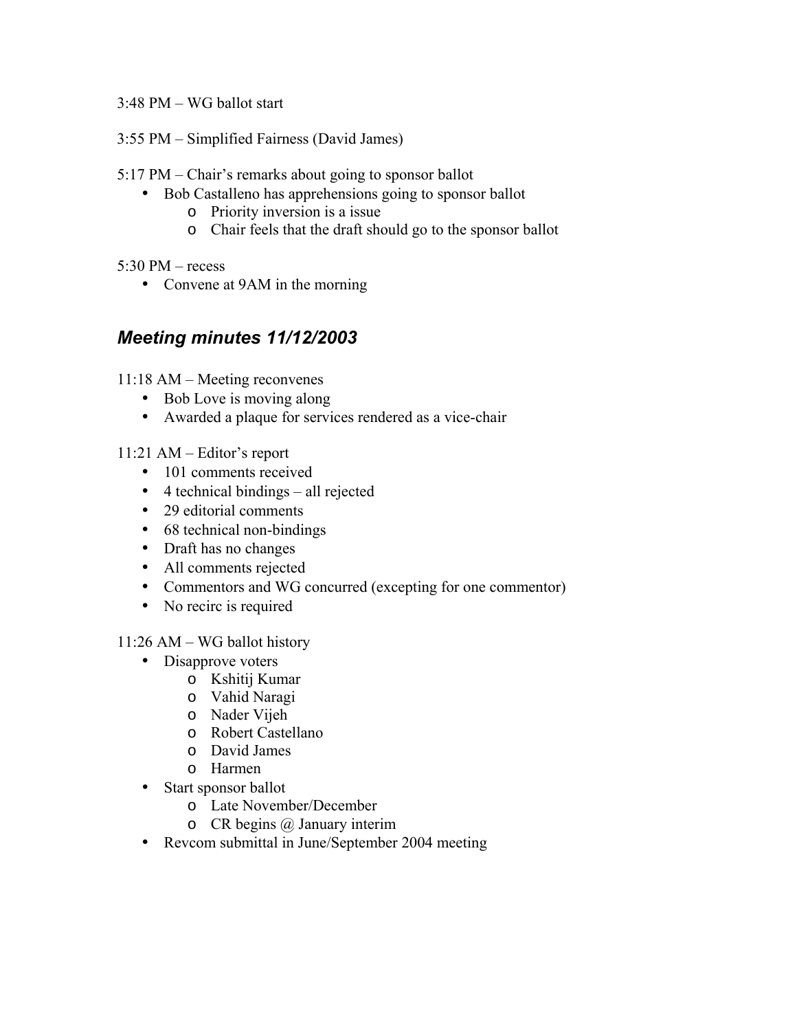3:48 PM – WG ballot start

3:55 PM – Simplified Fairness (David James)

5:17 PM – Chair's remarks about going to sponsor ballot

- Bob Castalleno has apprehensions going to sponsor ballot
  - Priority inversion is a issue
  - Chair feels that the draft should go to the sponsor ballot

5:30 PM – recess

- Convene at 9AM in the morning

## *Meeting minutes 11/12/2003*

11:18 AM – Meeting reconvenes

- Bob Love is moving along
- Awarded a plaque for services rendered as a vice-chair

11:21 AM – Editor's report

- 101 comments received
- 4 technical bindings – all rejected
- 29 editorial comments
- 68 technical non-bindings
- Draft has no changes
- All comments rejected
- Commentors and WG concurred (excepting for one commentor)
- No recirc is required

11:26 AM – WG ballot history

- Disapprove voters
  - Kshitij Kumar
  - Vahid Naragi
  - Nader Vijeh
  - Robert Castellano
  - David James
  - Harmen
- Start sponsor ballot
  - Late November/December
  - CR begins @ January interim
- Revcom submittal in June/September 2004 meeting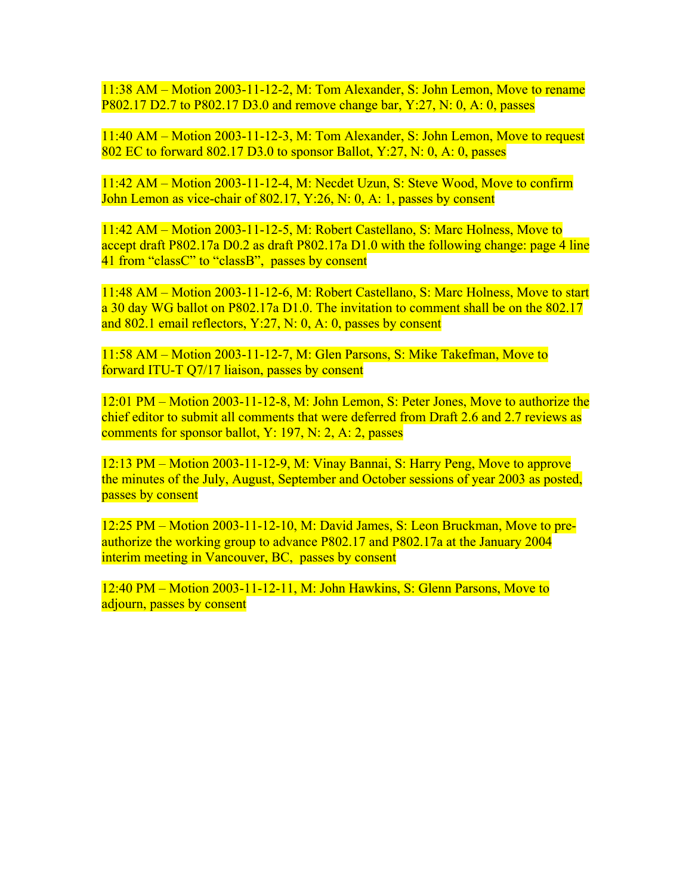11:38 AM – Motion 2003-11-12-2, M: Tom Alexander, S: John Lemon, Move to rename P802.17 D2.7 to P802.17 D3.0 and remove change bar, Y:27, N: 0, A: 0, passes

11:40 AM – Motion 2003-11-12-3, M: Tom Alexander, S: John Lemon, Move to request 802 EC to forward 802.17 D3.0 to sponsor Ballot, Y:27, N: 0, A: 0, passes

11:42 AM – Motion 2003-11-12-4, M: Necdet Uzun, S: Steve Wood, Move to confirm John Lemon as vice-chair of 802.17, Y:26, N: 0, A: 1, passes by consent

11:42 AM – Motion 2003-11-12-5, M: Robert Castellano, S: Marc Holness, Move to accept draft P802.17a D0.2 as draft P802.17a D1.0 with the following change: page 4 line 41 from "classC" to "classB", passes by consent

11:48 AM – Motion 2003-11-12-6, M: Robert Castellano, S: Marc Holness, Move to start a 30 day WG ballot on P802.17a D1.0. The invitation to comment shall be on the 802.17 and 802.1 email reflectors, Y:27, N: 0, A: 0, passes by consent

11:58 AM – Motion 2003-11-12-7, M: Glen Parsons, S: Mike Takefman, Move to forward ITU-T Q7/17 liaison, passes by consent

12:01 PM – Motion 2003-11-12-8, M: John Lemon, S: Peter Jones, Move to authorize the chief editor to submit all comments that were deferred from Draft 2.6 and 2.7 reviews as comments for sponsor ballot, Y: 197, N: 2, A: 2, passes

12:13 PM – Motion 2003-11-12-9, M: Vinay Bannai, S: Harry Peng, Move to approve the minutes of the July, August, September and October sessions of year 2003 as posted, passes by consent

12:25 PM – Motion 2003-11-12-10, M: David James, S: Leon Bruckman, Move to pre-authorize the working group to advance P802.17 and P802.17a at the January 2004 interim meeting in Vancouver, BC, passes by consent

12:40 PM – Motion 2003-11-12-11, M: John Hawkins, S: Glenn Parsons, Move to adjourn, passes by consent